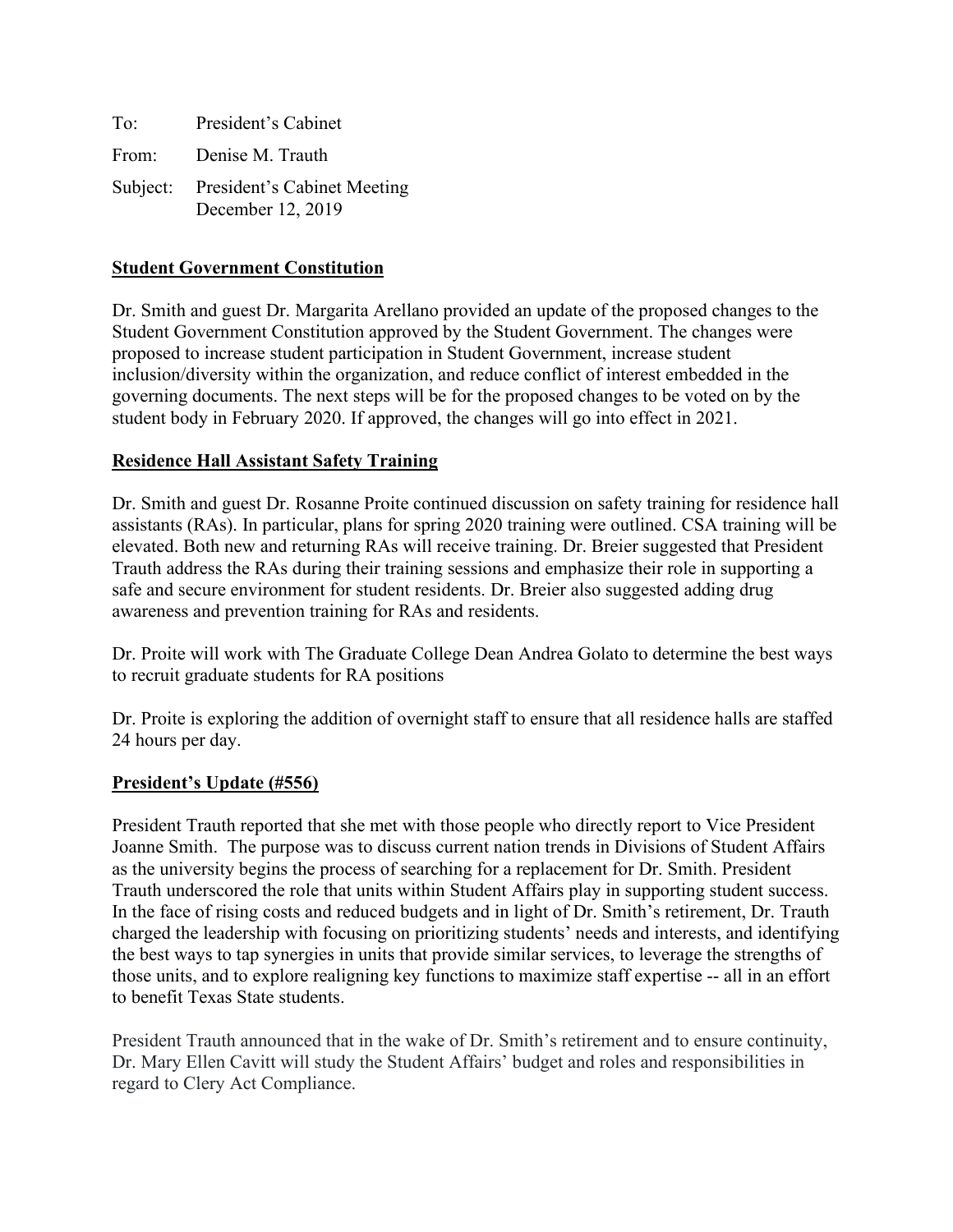To: President's Cabinet

From: Denise M. Trauth

Subject: President's Cabinet Meeting
December 12, 2019

**Student Government Constitution**

Dr. Smith and guest Dr. Margarita Arellano provided an update of the proposed changes to the Student Government Constitution approved by the Student Government. The changes were proposed to increase student participation in Student Government, increase student inclusion/diversity within the organization, and reduce conflict of interest embedded in the governing documents. The next steps will be for the proposed changes to be voted on by the student body in February 2020. If approved, the changes will go into effect in 2021.

**Residence Hall Assistant Safety Training**

Dr. Smith and guest Dr. Rosanne Proite continued discussion on safety training for residence hall assistants (RAs). In particular, plans for spring 2020 training were outlined. CSA training will be elevated. Both new and returning RAs will receive training. Dr. Breier suggested that President Trauth address the RAs during their training sessions and emphasize their role in supporting a safe and secure environment for student residents. Dr. Breier also suggested adding drug awareness and prevention training for RAs and residents.

Dr. Proite will work with The Graduate College Dean Andrea Golato to determine the best ways to recruit graduate students for RA positions

Dr. Proite is exploring the addition of overnight staff to ensure that all residence halls are staffed 24 hours per day.

**President's Update (#556)**

President Trauth reported that she met with those people who directly report to Vice President Joanne Smith. The purpose was to discuss current nation trends in Divisions of Student Affairs as the university begins the process of searching for a replacement for Dr. Smith. President Trauth underscored the role that units within Student Affairs play in supporting student success. In the face of rising costs and reduced budgets and in light of Dr. Smith's retirement, Dr. Trauth charged the leadership with focusing on prioritizing students' needs and interests, and identifying the best ways to tap synergies in units that provide similar services, to leverage the strengths of those units, and to explore realigning key functions to maximize staff expertise -- all in an effort to benefit Texas State students.

President Trauth announced that in the wake of Dr. Smith's retirement and to ensure continuity, Dr. Mary Ellen Cavitt will study the Student Affairs' budget and roles and responsibilities in regard to Clery Act Compliance.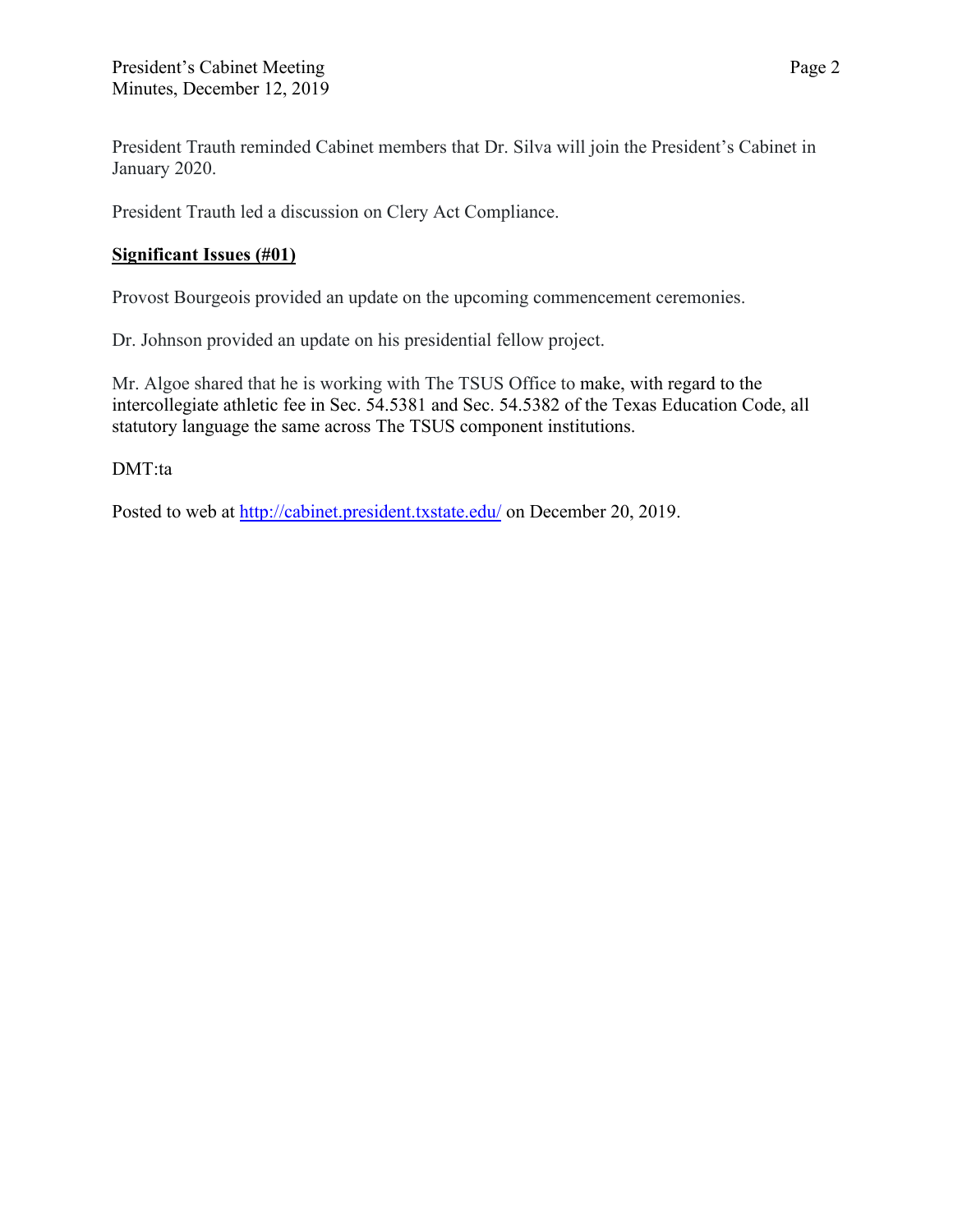President Trauth reminded Cabinet members that Dr. Silva will join the President's Cabinet in January 2020.

President Trauth led a discussion on Clery Act Compliance.

**Significant Issues (#01)**

Provost Bourgeois provided an update on the upcoming commencement ceremonies.

Dr. Johnson provided an update on his presidential fellow project.

Mr. Algoe shared that he is working with The TSUS Office to make, with regard to the intercollegiate athletic fee in Sec. 54.5381 and Sec. 54.5382 of the Texas Education Code, all statutory language the same across The TSUS component institutions.

DMT:ta

Posted to web at http://cabinet.president.txstate.edu/ on December 20, 2019.